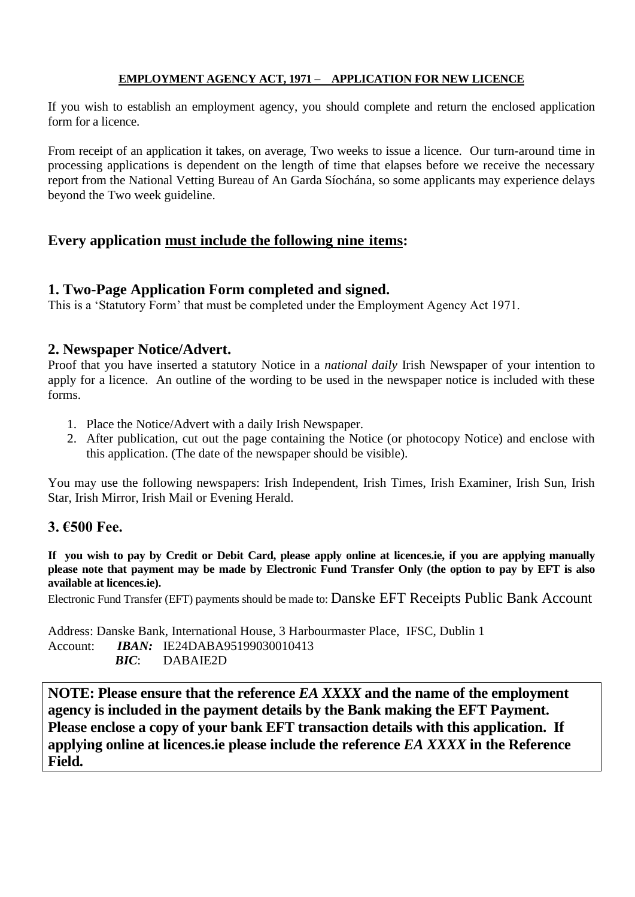**EMPLOYMENT AGENCY ACT, 1971 – APPLICATION FOR NEW LICENCE**

If you wish to establish an employment agency, you should complete and return the enclosed application form for a licence.

From receipt of an application it takes, on average, Two weeks to issue a licence. Our turn-around time in processing applications is dependent on the length of time that elapses before we receive the necessary report from the National Vetting Bureau of An Garda Síochána, so some applicants may experience delays beyond the Two week guideline.

## Every application must include the following nine items:

### 1. Two-Page Application Form completed and signed.

This is a 'Statutory Form' that must be completed under the Employment Agency Act 1971.

### 2. Newspaper Notice/Advert.

Proof that you have inserted a statutory Notice in a *national daily* Irish Newspaper of your intention to apply for a licence. An outline of the wording to be used in the newspaper notice is included with these forms.

1. Place the Notice/Advert with a daily Irish Newspaper.
2. After publication, cut out the page containing the Notice (or photocopy Notice) and enclose with this application. (The date of the newspaper should be visible).

You may use the following newspapers: Irish Independent, Irish Times, Irish Examiner, Irish Sun, Irish Star, Irish Mirror, Irish Mail or Evening Herald.

### 3. €500 Fee.

**If you wish to pay by Credit or Debit Card, please apply online at licences.ie, if you are applying manually please note that payment may be made by Electronic Fund Transfer Only (the option to pay by EFT is also available at licences.ie).**

Electronic Fund Transfer (EFT) payments should be made to: Danske EFT Receipts Public Bank Account

Address: Danske Bank, International House, 3 Harbourmaster Place, IFSC, Dublin 1
Account: ***IBAN:*** IE24DABA95199030010413
***BIC***: DABAIE2D

**NOTE: Please ensure that the reference *EA XXXX* and the name of the employment agency is included in the payment details by the Bank making the EFT Payment. Please enclose a copy of your bank EFT transaction details with this application. If applying online at licences.ie please include the reference *EA XXXX* in the Reference Field.**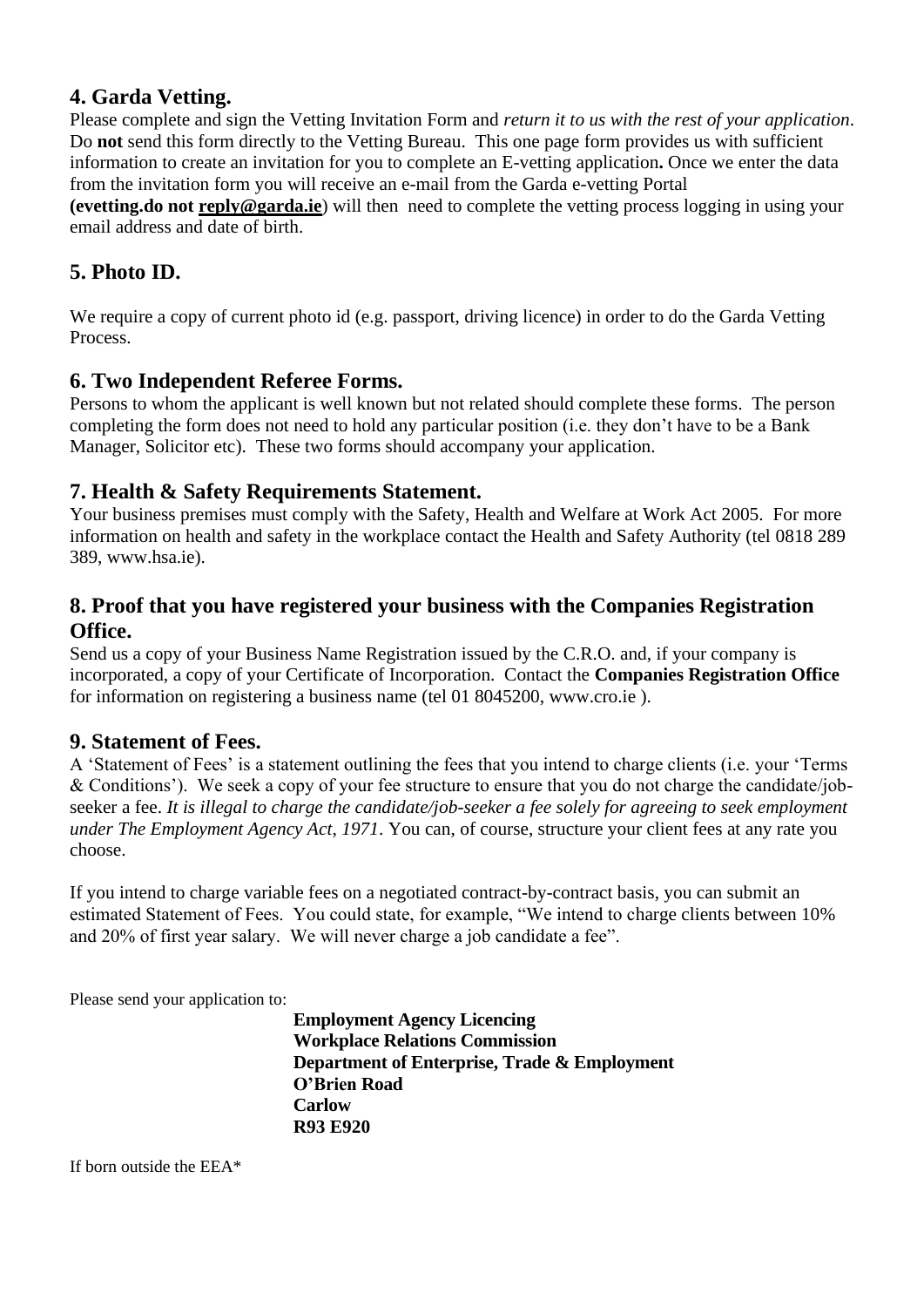## 4. Garda Vetting.

Please complete and sign the Vetting Invitation Form and *return it to us with the rest of your application*. Do **not** send this form directly to the Vetting Bureau. This one page form provides us with sufficient information to create an invitation for you to complete an E-vetting application**.** Once we enter the data from the invitation form you will receive an e-mail from the Garda e-vetting Portal **(evetting.do not reply@garda.ie**) will then need to complete the vetting process logging in using your email address and date of birth.

## 5. Photo ID.

We require a copy of current photo id (e.g. passport, driving licence) in order to do the Garda Vetting Process.

## 6. Two Independent Referee Forms.

Persons to whom the applicant is well known but not related should complete these forms. The person completing the form does not need to hold any particular position (i.e. they don't have to be a Bank Manager, Solicitor etc). These two forms should accompany your application.

## 7. Health & Safety Requirements Statement.

Your business premises must comply with the Safety, Health and Welfare at Work Act 2005. For more information on health and safety in the workplace contact the Health and Safety Authority (tel 0818 289 389, www.hsa.ie).

## 8. Proof that you have registered your business with the Companies Registration Office.

Send us a copy of your Business Name Registration issued by the C.R.O. and, if your company is incorporated, a copy of your Certificate of Incorporation. Contact the **Companies Registration Office** for information on registering a business name (tel 01 8045200, www.cro.ie ).

## 9. Statement of Fees.

A 'Statement of Fees' is a statement outlining the fees that you intend to charge clients (i.e. your 'Terms & Conditions'). We seek a copy of your fee structure to ensure that you do not charge the candidate/job-seeker a fee. *It is illegal to charge the candidate/job-seeker a fee solely for agreeing to seek employment under The Employment Agency Act, 1971*. You can, of course, structure your client fees at any rate you choose.

If you intend to charge variable fees on a negotiated contract-by-contract basis, you can submit an estimated Statement of Fees. You could state, for example, "We intend to charge clients between 10% and 20% of first year salary. We will never charge a job candidate a fee".

Please send your application to:

**Employment Agency Licencing**
**Workplace Relations Commission**
**Department of Enterprise, Trade & Employment**
**O'Brien Road**
**Carlow**
**R93 E920**

If born outside the EEA*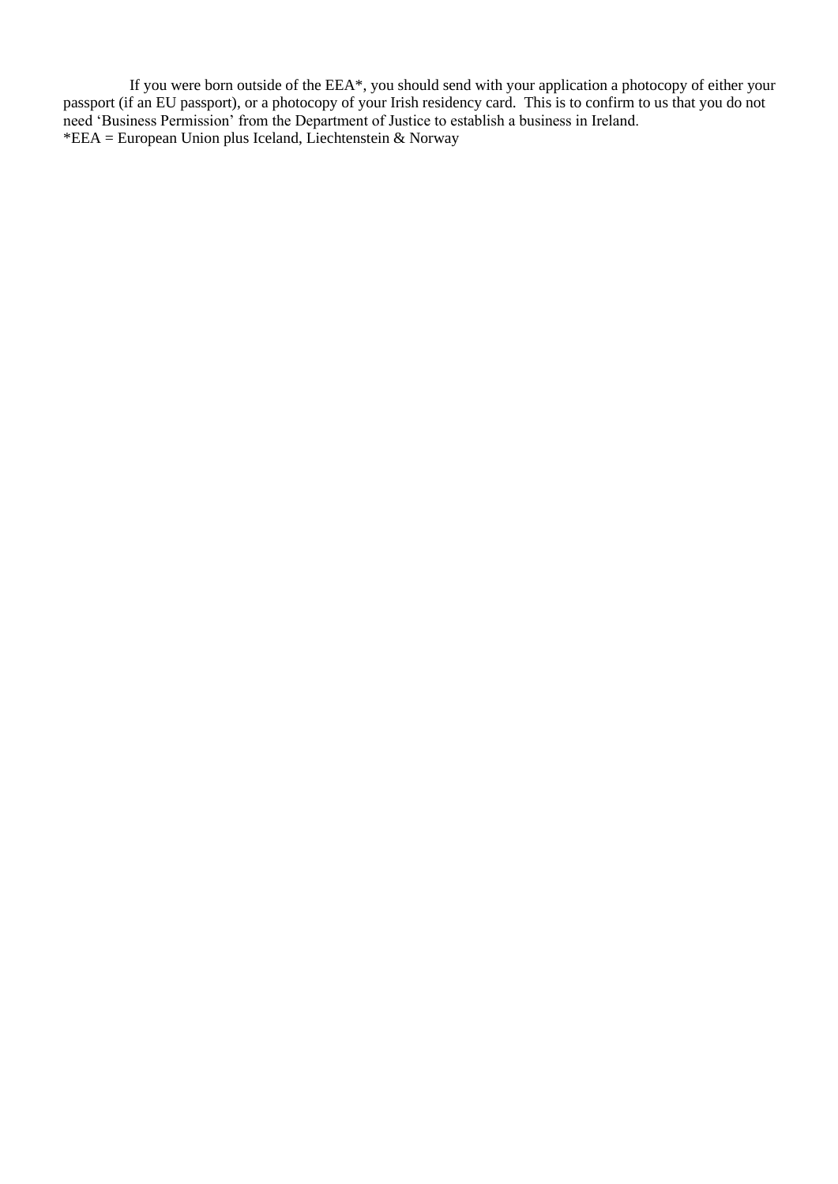If you were born outside of the EEA*, you should send with your application a photocopy of either your passport (if an EU passport), or a photocopy of your Irish residency card. This is to confirm to us that you do not need 'Business Permission' from the Department of Justice to establish a business in Ireland.

*EEA = European Union plus Iceland, Liechtenstein & Norway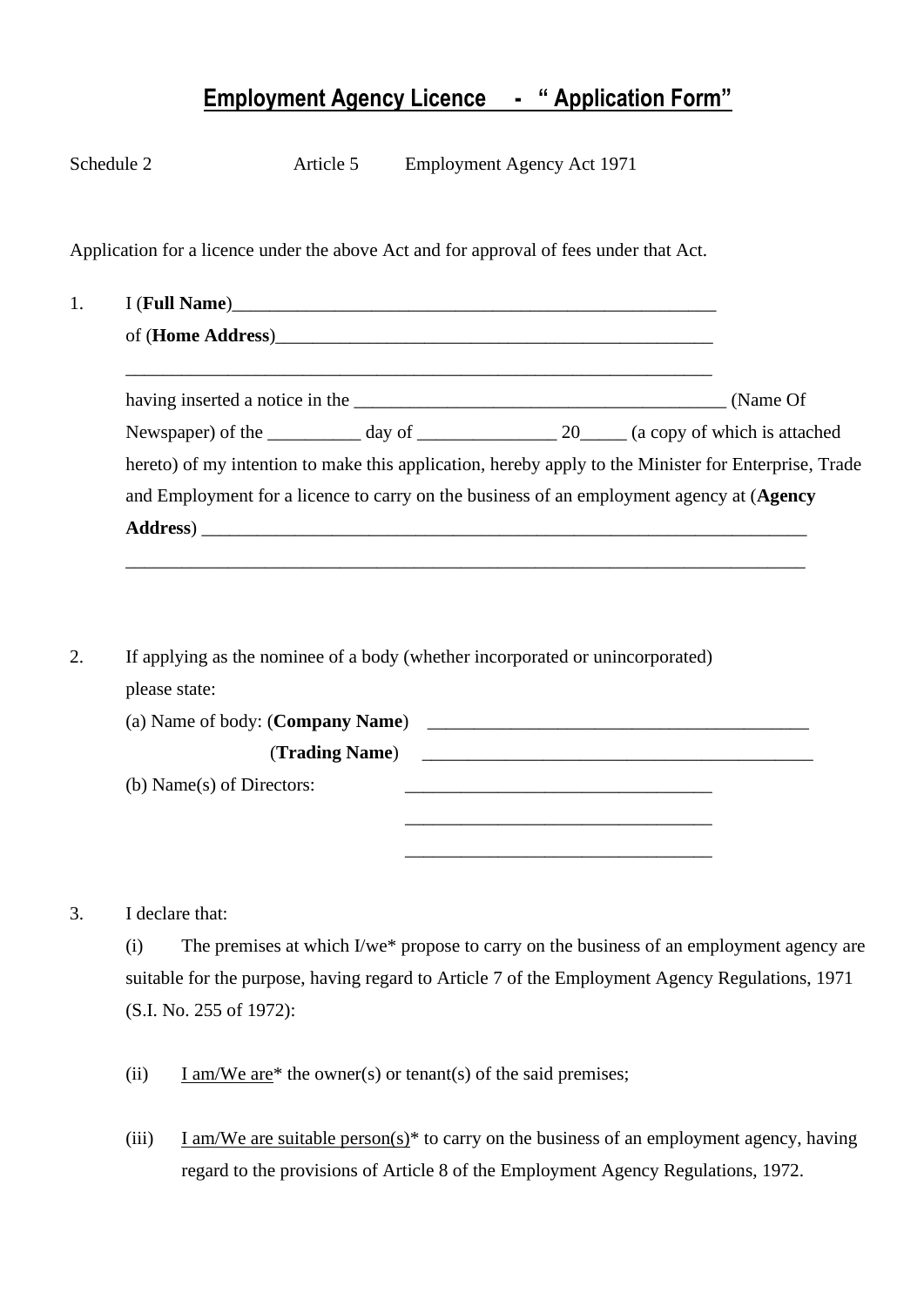# <u>Employment Agency Licence - " Application Form"</u>

Schedule 2 Article 5 Employment Agency Act 1971

Application for a licence under the above Act and for approval of fees under that Act.

1. I (**Full Name**)_____________________________________________________
   of (**Home Address**)_______________________________________________
   _______________________________________________________________
   having inserted a notice in the ________________________________________ (Name Of Newspaper) of the __________ day of _______________ 20_____ (a copy of which is attached hereto) of my intention to make this application, hereby apply to the Minister for Enterprise, Trade and Employment for a licence to carry on the business of an employment agency at (**Agency Address**) ___________________________________________________________________
   ___________________________________________________________________________

2. If applying as the nominee of a body (whether incorporated or unincorporated) please state:
   (a) Name of body: (**Company Name**) _________________________________________
   (**Trading Name**) ___________________________________________
   (b) Name(s) of Directors: _________________________________
   _________________________________
   _________________________________

3. I declare that:
   (i) The premises at which I/we* propose to carry on the business of an employment agency are suitable for the purpose, having regard to Article 7 of the Employment Agency Regulations, 1971 (S.I. No. 255 of 1972):

   (ii) <u>I am/We are</u>* the owner(s) or tenant(s) of the said premises;

   (iii) <u>I am/We are suitable person(s)</u>* to carry on the business of an employment agency, having regard to the provisions of Article 8 of the Employment Agency Regulations, 1972.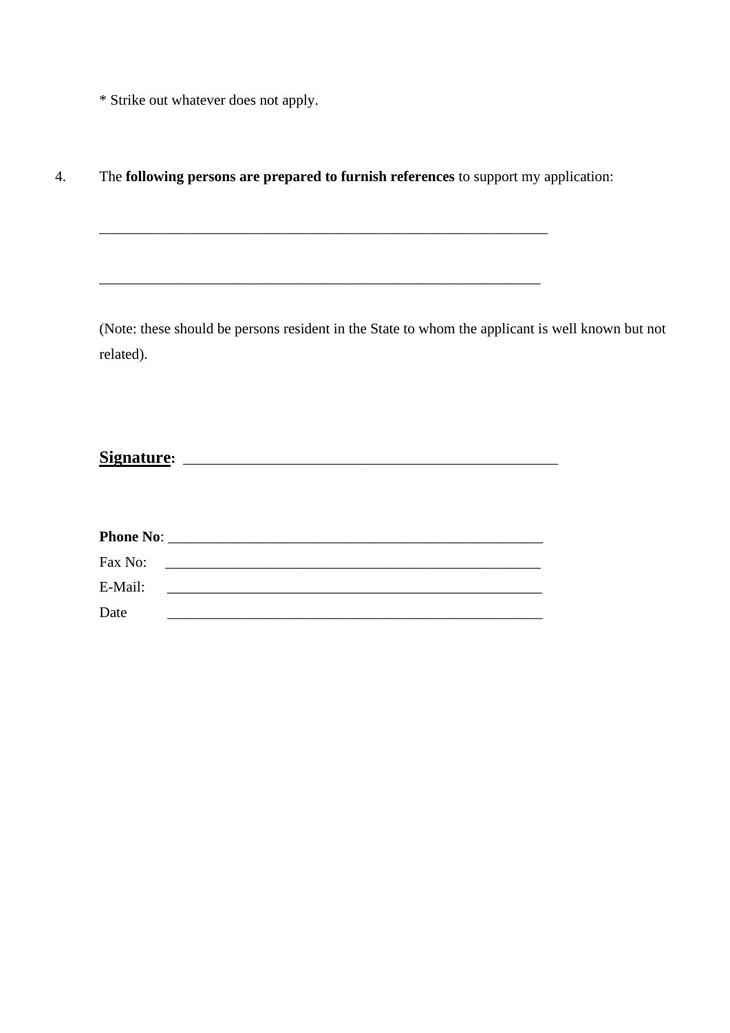* Strike out whatever does not apply.

4. The **following persons are prepared to furnish references** to support my application:

_______________________________________________________________

______________________________________________________________

(Note: these should be persons resident in the State to whom the applicant is well known but not related).

**Signature:** ____________________________________________________

**Phone No**: ____________________________________________________

Fax No: ____________________________________________________

E-Mail: ____________________________________________________

Date ____________________________________________________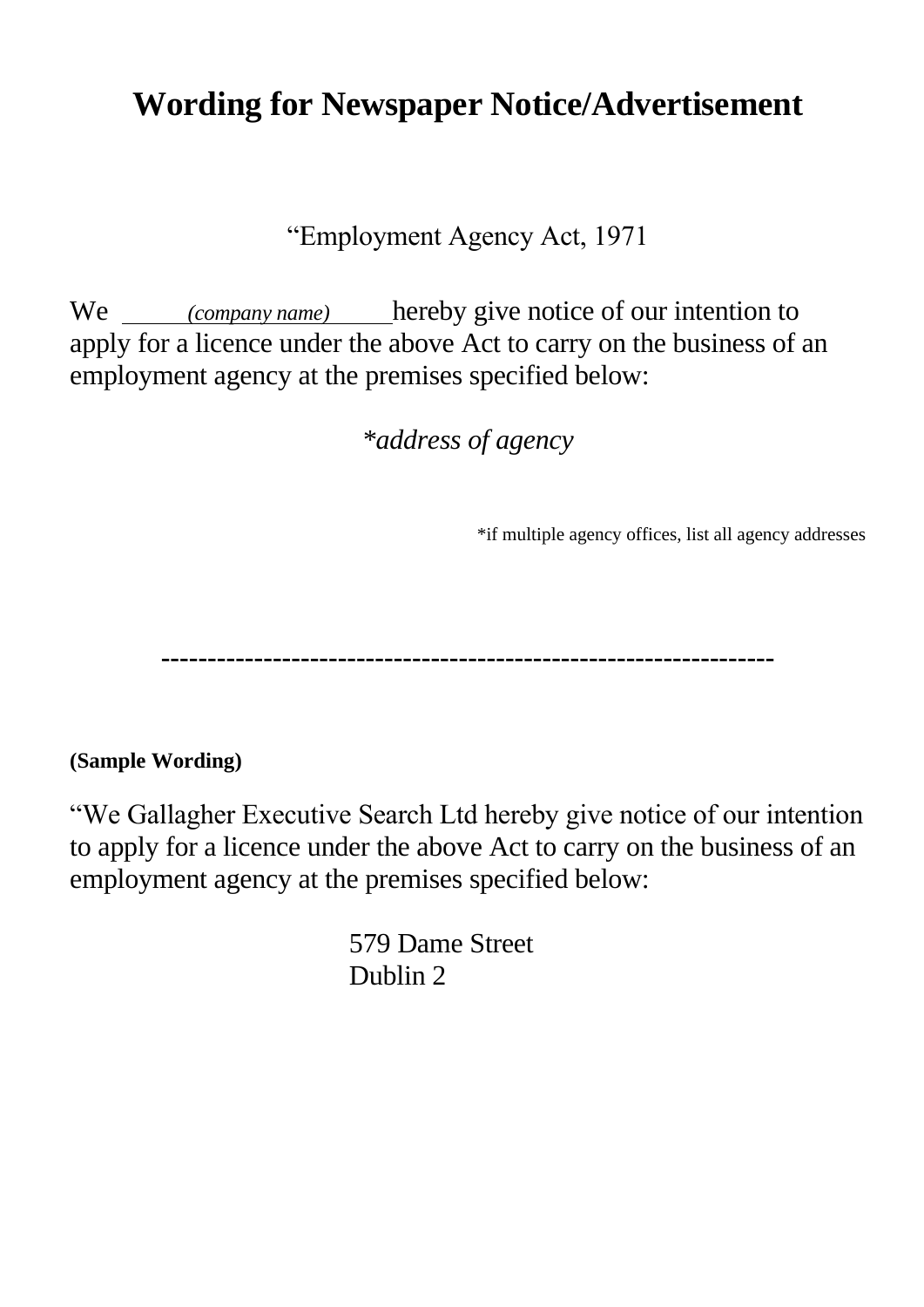# Wording for Newspaper Notice/Advertisement

“Employment Agency Act, 1971

We ______*(company name)*______ hereby give notice of our intention to apply for a licence under the above Act to carry on the business of an employment agency at the premises specified below:

*\*address of agency*

\*if multiple agency offices, list all agency addresses

---------------------------------------------------------------

**(Sample Wording)**

“We Gallagher Executive Search Ltd hereby give notice of our intention to apply for a licence under the above Act to carry on the business of an employment agency at the premises specified below:

579 Dame Street
Dublin 2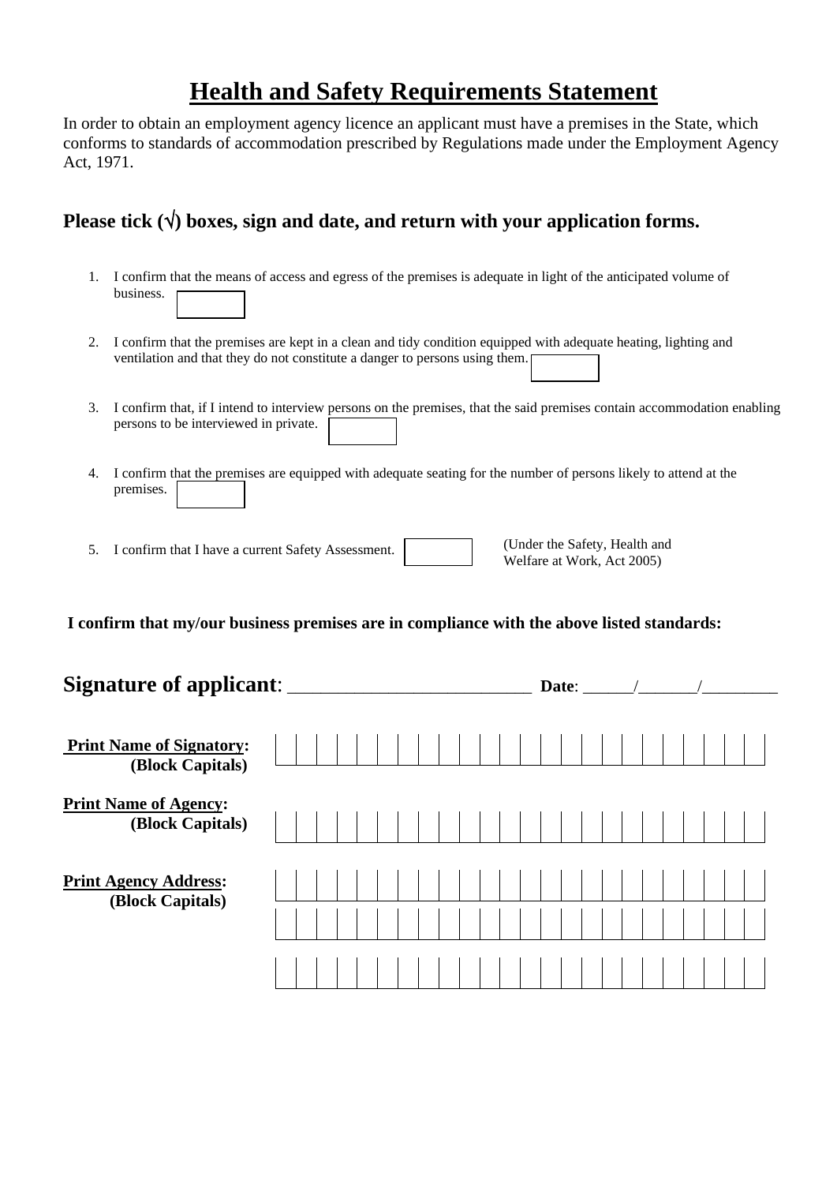# Health and Safety Requirements Statement

In order to obtain an employment agency licence an applicant must have a premises in the State, which conforms to standards of accommodation prescribed by Regulations made under the Employment Agency Act, 1971.

### Please tick (√) boxes, sign and date, and return with your application forms.

1. I confirm that the means of access and egress of the premises is adequate in light of the anticipated volume of business. ☐

2. I confirm that the premises are kept in a clean and tidy condition equipped with adequate heating, lighting and ventilation and that they do not constitute a danger to persons using them. ☐

3. I confirm that, if I intend to interview persons on the premises, that the said premises contain accommodation enabling persons to be interviewed in private. ☐

4. I confirm that the premises are equipped with adequate seating for the number of persons likely to attend at the premises. ☐

5. I confirm that I have a current Safety Assessment. ☐ (Under the Safety, Health and Welfare at Work, Act 2005)

**I confirm that my/our business premises are in compliance with the above listed standards:**

**Signature of applicant**: ___________________________ **Date**: ______/_______/_________

**Print Name of Signatory:**
**(Block Capitals)**

**Print Name of Agency:**
**(Block Capitals)**

**Print Agency Address:**
**(Block Capitals)**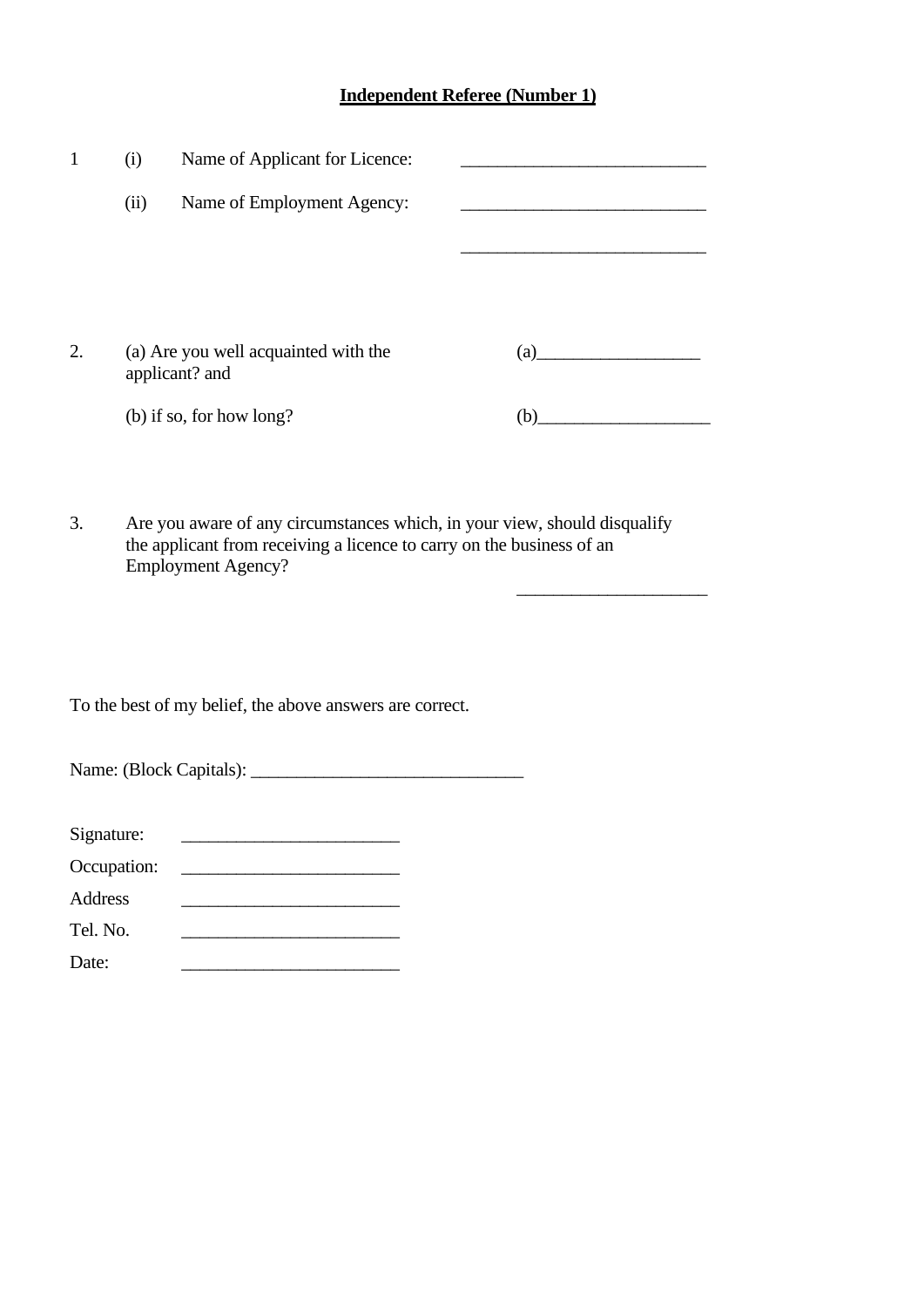**Independent Referee (Number 1)**

1 (i) Name of Applicant for Licence: ___________________________

(ii) Name of Employment Agency: ___________________________

___________________________

2. (a) Are you well acquainted with the applicant? and (a)__________________

(b) if so, for how long? (b)___________________

3. Are you aware of any circumstances which, in your view, should disqualify the applicant from receiving a licence to carry on the business of an Employment Agency?

____________________

To the best of my belief, the above answers are correct.

Name: (Block Capitals): ______________________________

Signature: ________________________

Occupation: ________________________

Address ________________________

Tel. No. ________________________

Date: ________________________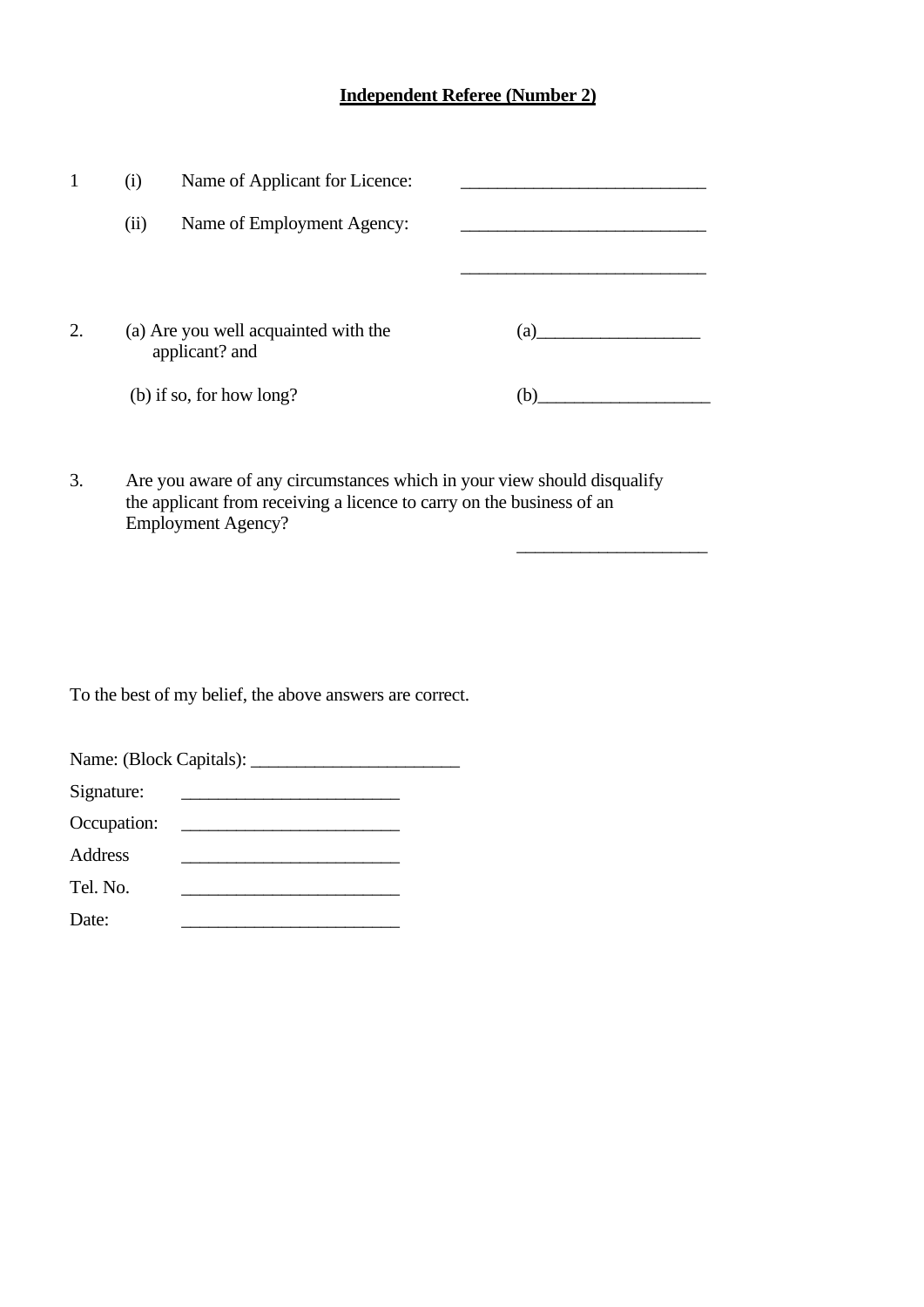**Independent Referee (Number 2)**

1 (i) Name of Applicant for Licence: ___________________________

(ii) Name of Employment Agency: ___________________________

___________________________

2. (a) Are you well acquainted with the applicant? and (a)__________________

(b) if so, for how long? (b)___________________

3. Are you aware of any circumstances which in your view should disqualify the applicant from receiving a licence to carry on the business of an Employment Agency?

_____________________

To the best of my belief, the above answers are correct.

Name: (Block Capitals): _______________________

Signature: ________________________

Occupation: ________________________

Address ________________________

Tel. No. ________________________

Date: ________________________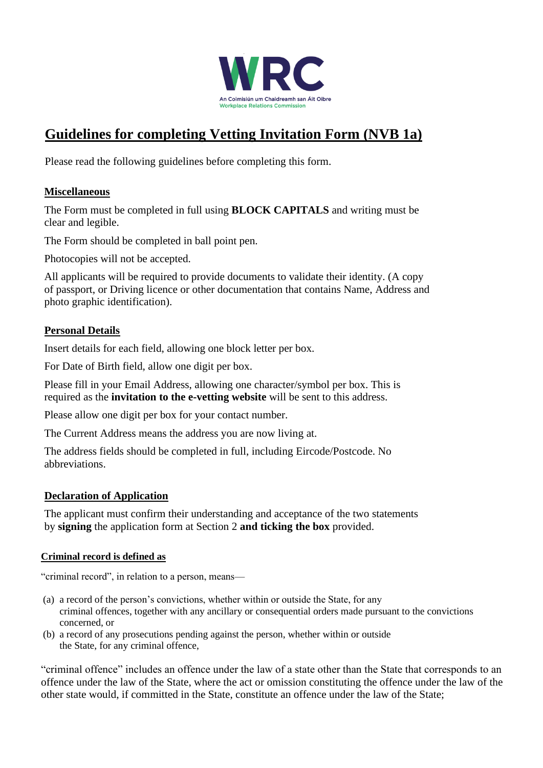WRC

An Coimisiún um Chaidreamh san Áit Oibre
Workplace Relations Commission

# Guidelines for completing Vetting Invitation Form (NVB 1a)

Please read the following guidelines before completing this form.

## Miscellaneous

The Form must be completed in full using **BLOCK CAPITALS** and writing must be clear and legible.

The Form should be completed in ball point pen.

Photocopies will not be accepted.

All applicants will be required to provide documents to validate their identity. (A copy of passport, or Driving licence or other documentation that contains Name, Address and photo graphic identification).

## Personal Details

Insert details for each field, allowing one block letter per box.

For Date of Birth field, allow one digit per box.

Please fill in your Email Address, allowing one character/symbol per box. This is required as the **invitation to the e-vetting website** will be sent to this address.

Please allow one digit per box for your contact number.

The Current Address means the address you are now living at.

The address fields should be completed in full, including Eircode/Postcode. No abbreviations.

## Declaration of Application

The applicant must confirm their understanding and acceptance of the two statements by **signing** the application form at Section 2 **and ticking the box** provided.

### Criminal record is defined as

"criminal record", in relation to a person, means—

(a) a record of the person's convictions, whether within or outside the State, for any criminal offences, together with any ancillary or consequential orders made pursuant to the convictions concerned, or
(b) a record of any prosecutions pending against the person, whether within or outside the State, for any criminal offence,

"criminal offence" includes an offence under the law of a state other than the State that corresponds to an offence under the law of the State, where the act or omission constituting the offence under the law of the other state would, if committed in the State, constitute an offence under the law of the State;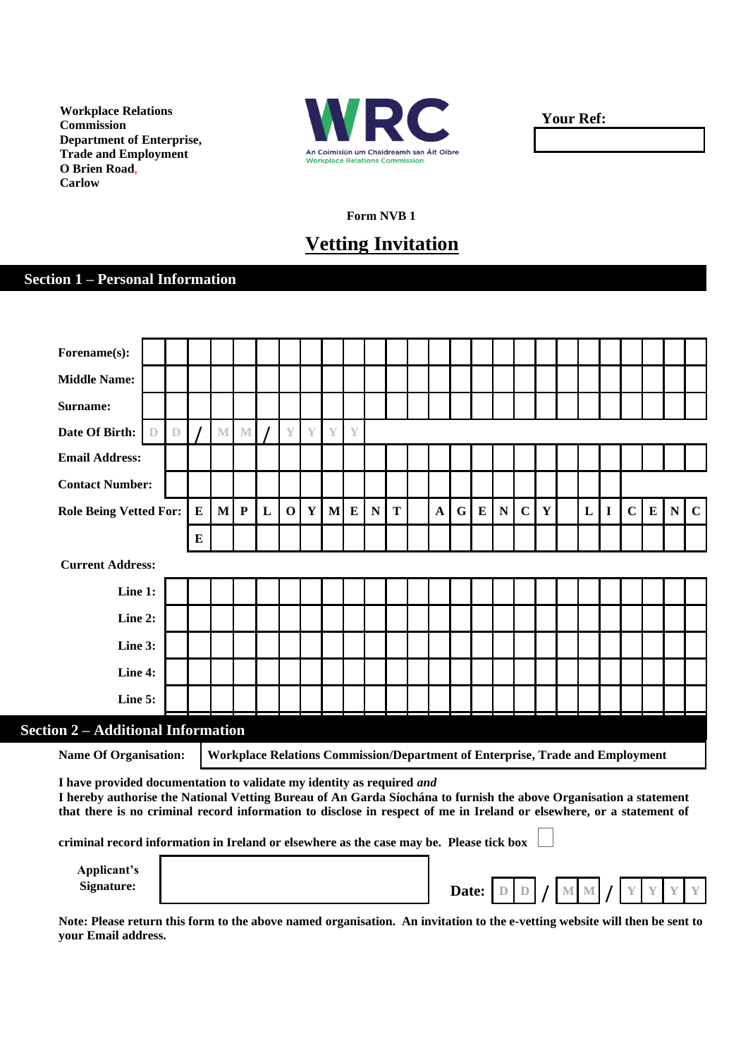**Workplace Relations Commission**
**Department of Enterprise, Trade and Employment**
**O Brien Road,**
**Carlow**

An Coimisiún um Chaidreamh san Áit Oibre
Workplace Relations Commission

**Your Ref:**

**Form NVB 1**

# Vetting Invitation

## Section 1 – Personal Information

| | |
|---|---|
| **Forename(s):** | |
| **Middle Name:** | |
| **Surname:** | |
| **Date Of Birth:** | D D / M M / Y Y Y Y |
| **Email Address:** | |
| **Contact Number:** | |
| **Role Being Vetted For:** | EMPLOYMENT AGENCY LICENCE |

**Current Address:**

| | |
|---|---|
| **Line 1:** | |
| **Line 2:** | |
| **Line 3:** | |
| **Line 4:** | |
| **Line 5:** | |

## Section 2 – Additional Information

| | |
|---|---|
| **Name Of Organisation:** | **Workplace Relations Commission/Department of Enterprise, Trade and Employment** |

**I have provided documentation to validate my identity as required *and***
**I hereby authorise the National Vetting Bureau of An Garda Síochána to furnish the above Organisation a statement that there is no criminal record information to disclose in respect of me in Ireland or elsewhere, or a statement of criminal record information in Ireland or elsewhere as the case may be. Please tick box** ☐

**Applicant's Signature:**

**Date:** D D / M M / Y Y Y Y

**Note: Please return this form to the above named organisation. An invitation to the e-vetting website will then be sent to your Email address.**